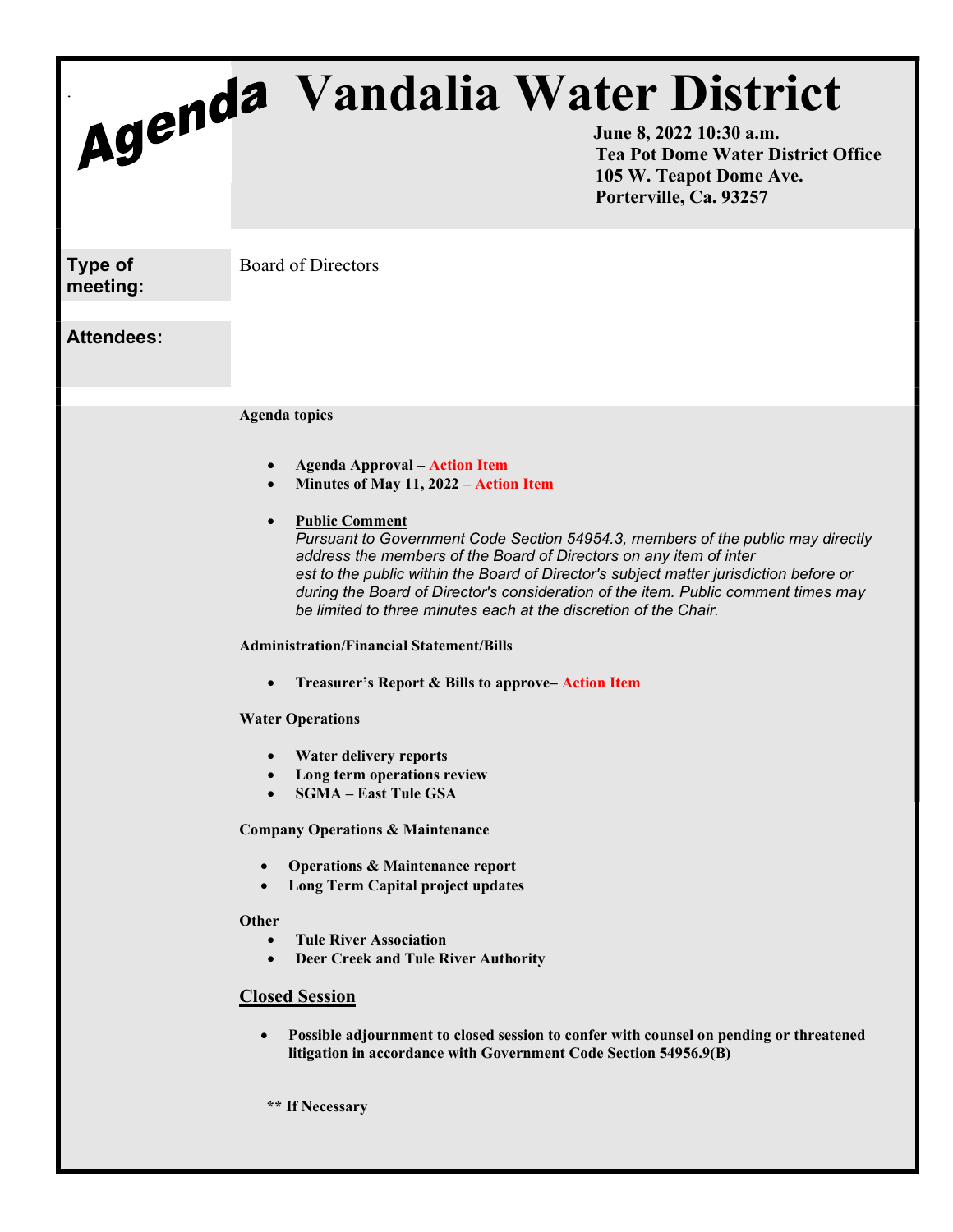# Agenda Vandalia Water District

**June 8, 2022 10:30 a.m.**
**Tea Pot Dome Water District Office**
**105 W. Teapot Dome Ave.**
**Porterville, Ca. 93257**

**Type of meeting:** Board of Directors

**Attendees:**

**Agenda topics**

- **Agenda Approval – Action Item**
- **Minutes of May 11, 2022 – Action Item**

- **Public Comment**
  *Pursuant to Government Code Section 54954.3, members of the public may directly address the members of the Board of Directors on any item of inter est to the public within the Board of Director's subject matter jurisdiction before or during the Board of Director's consideration of the item. Public comment times may be limited to three minutes each at the discretion of the Chair.*

**Administration/Financial Statement/Bills**

- **Treasurer's Report & Bills to approve– Action Item**

**Water Operations**

- **Water delivery reports**
- **Long term operations review**
- **SGMA – East Tule GSA**

**Company Operations & Maintenance**

- **Operations & Maintenance report**
- **Long Term Capital project updates**

**Other**

- **Tule River Association**
- **Deer Creek and Tule River Authority**

## Closed Session

- **Possible adjournment to closed session to confer with counsel on pending or threatened litigation in accordance with Government Code Section 54956.9(B)**

**** If Necessary**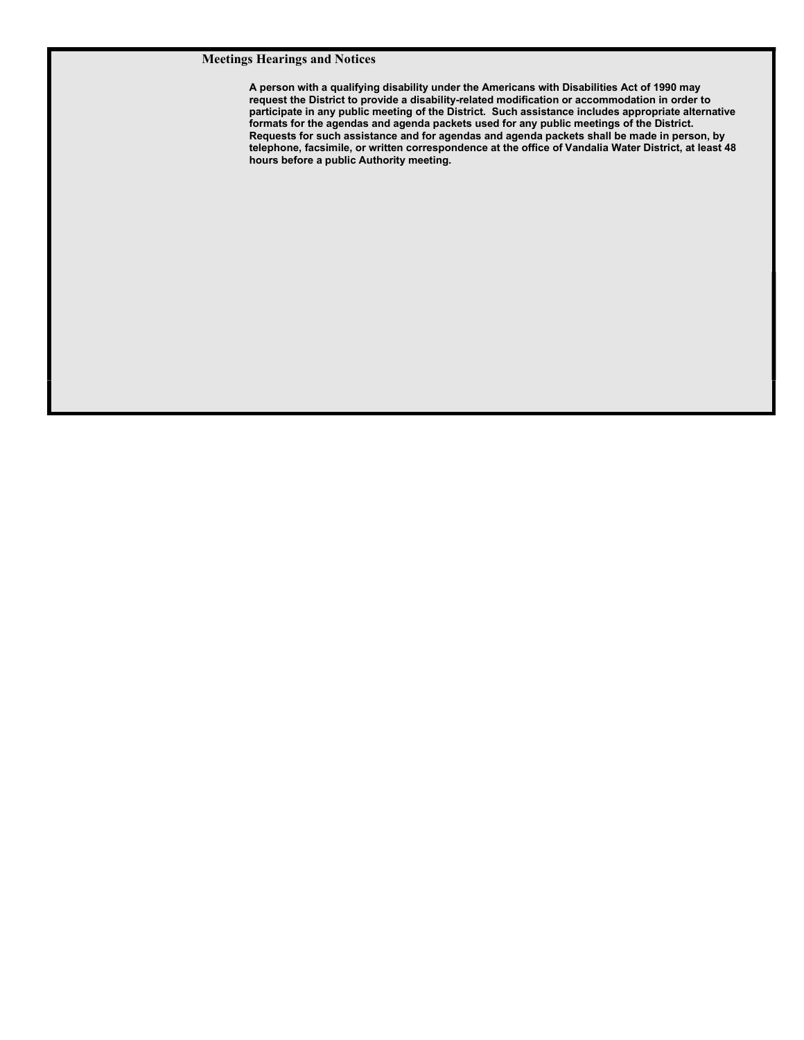## Meetings Hearings and Notices

**A person with a qualifying disability under the Americans with Disabilities Act of 1990 may request the District to provide a disability-related modification or accommodation in order to participate in any public meeting of the District. Such assistance includes appropriate alternative formats for the agendas and agenda packets used for any public meetings of the District. Requests for such assistance and for agendas and agenda packets shall be made in person, by telephone, facsimile, or written correspondence at the office of Vandalia Water District, at least 48 hours before a public Authority meeting.**